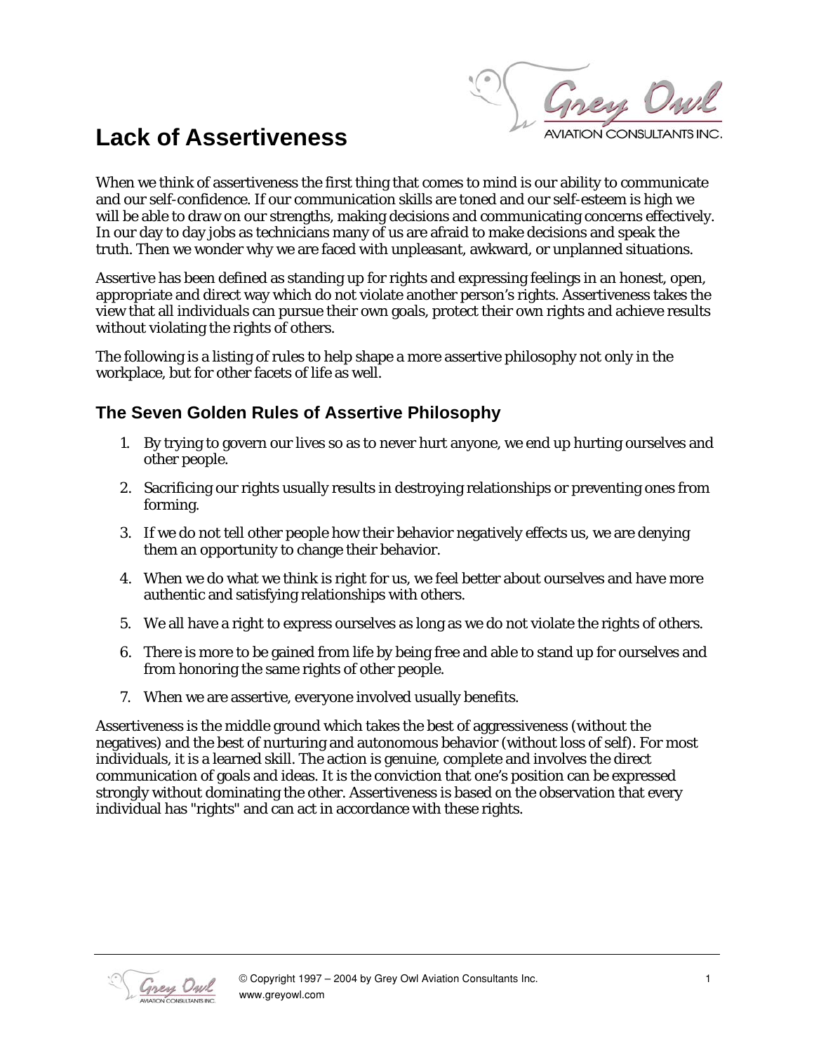# Lack of Assertiveness

When we think of assertiveness the first thing that comes to mind is our ability to communicate and our self-confidence. If our communication skills are toned and our self-esteem is high we will be able to draw on our strengths, making decisions and communicating concerns effectively. In our day to day jobs as technicians many of us are afraid to make decisions and speak the truth. Then we wonder why we are faced with unpleasant, awkward, or unplanned situations.

Assertive has been defined as standing up for rights and expressing feelings in an honest, open, appropriate and direct way which do not violate another person's rights. Assertiveness takes the view that all individuals can pursue their own goals, protect their own rights and achieve results without violating the rights of others.

The following is a listing of rules to help shape a more assertive philosophy not only in the workplace, but for other facets of life as well.

## The Seven Golden Rules of Assertive Philosophy

1. By trying to govern our lives so as to never hurt anyone, we end up hurting ourselves and other people.
2. Sacrificing our rights usually results in destroying relationships or preventing ones from forming.
3. If we do not tell other people how their behavior negatively effects us, we are denying them an opportunity to change their behavior.
4. When we do what we think is right for us, we feel better about ourselves and have more authentic and satisfying relationships with others.
5. We all have a right to express ourselves as long as we do not violate the rights of others.
6. There is more to be gained from life by being free and able to stand up for ourselves and from honoring the same rights of other people.
7. When we are assertive, everyone involved usually benefits.

Assertiveness is the middle ground which takes the best of aggressiveness (without the negatives) and the best of nurturing and autonomous behavior (without loss of self). For most individuals, it is a learned skill. The action is genuine, complete and involves the direct communication of goals and ideas. It is the conviction that one's position can be expressed strongly without dominating the other. Assertiveness is based on the observation that every individual has "rights" and can act in accordance with these rights.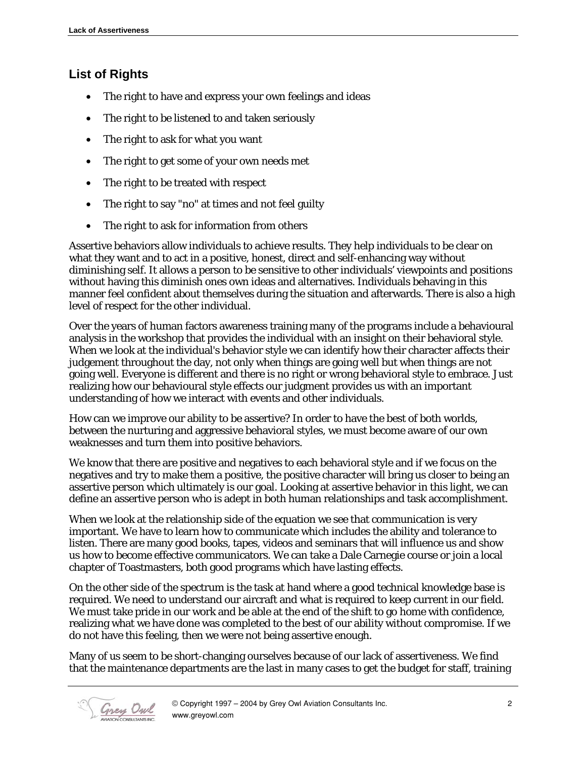## List of Rights

- The right to have and express your own feelings and ideas
- The right to be listened to and taken seriously
- The right to ask for what you want
- The right to get some of your own needs met
- The right to be treated with respect
- The right to say "no" at times and not feel guilty
- The right to ask for information from others

Assertive behaviors allow individuals to achieve results. They help individuals to be clear on what they want and to act in a positive, honest, direct and self-enhancing way without diminishing self. It allows a person to be sensitive to other individuals' viewpoints and positions without having this diminish ones own ideas and alternatives. Individuals behaving in this manner feel confident about themselves during the situation and afterwards. There is also a high level of respect for the other individual.

Over the years of human factors awareness training many of the programs include a behavioural analysis in the workshop that provides the individual with an insight on their behavioral style. When we look at the individual's behavior style we can identify how their character affects their judgement throughout the day, not only when things are going well but when things are not going well. Everyone is different and there is no right or wrong behavioral style to embrace. Just realizing how our behavioural style effects our judgment provides us with an important understanding of how we interact with events and other individuals.

How can we improve our ability to be assertive? In order to have the best of both worlds, between the nurturing and aggressive behavioral styles, we must become aware of our own weaknesses and turn them into positive behaviors.

We know that there are positive and negatives to each behavioral style and if we focus on the negatives and try to make them a positive, the positive character will bring us closer to being an assertive person which ultimately is our goal. Looking at assertive behavior in this light, we can define an assertive person who is adept in both human relationships and task accomplishment.

When we look at the relationship side of the equation we see that communication is very important. We have to learn how to communicate which includes the ability and tolerance to listen. There are many good books, tapes, videos and seminars that will influence us and show us how to become effective communicators. We can take a Dale Carnegie course or join a local chapter of Toastmasters, both good programs which have lasting effects.

On the other side of the spectrum is the task at hand where a good technical knowledge base is required. We need to understand our aircraft and what is required to keep current in our field. We must take pride in our work and be able at the end of the shift to go home with confidence, realizing what we have done was completed to the best of our ability without compromise. If we do not have this feeling, then we were not being assertive enough.

Many of us seem to be short-changing ourselves because of our lack of assertiveness. We find that the maintenance departments are the last in many cases to get the budget for staff, training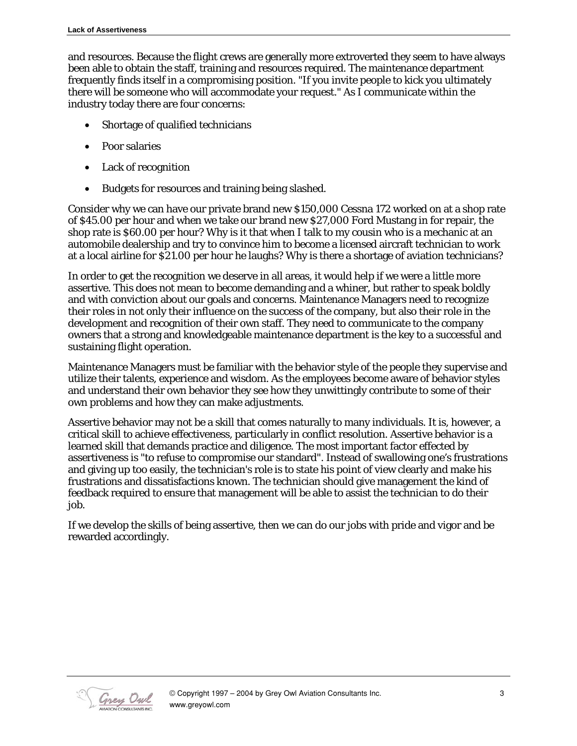and resources. Because the flight crews are generally more extroverted they seem to have always been able to obtain the staff, training and resources required. The maintenance department frequently finds itself in a compromising position. "If you invite people to kick you ultimately there will be someone who will accommodate your request." As I communicate within the industry today there are four concerns:

- Shortage of qualified technicians
- Poor salaries
- Lack of recognition
- Budgets for resources and training being slashed.

Consider why we can have our private brand new $150,000 Cessna 172 worked on at a shop rate of $45.00 per hour and when we take our brand new $27,000 Ford Mustang in for repair, the shop rate is $60.00 per hour? Why is it that when I talk to my cousin who is a mechanic at an automobile dealership and try to convince him to become a licensed aircraft technician to work at a local airline for $21.00 per hour he laughs? Why is there a shortage of aviation technicians?

In order to get the recognition we deserve in all areas, it would help if we were a little more assertive. This does not mean to become demanding and a whiner, but rather to speak boldly and with conviction about our goals and concerns. Maintenance Managers need to recognize their roles in not only their influence on the success of the company, but also their role in the development and recognition of their own staff. They need to communicate to the company owners that a strong and knowledgeable maintenance department is the key to a successful and sustaining flight operation.

Maintenance Managers must be familiar with the behavior style of the people they supervise and utilize their talents, experience and wisdom. As the employees become aware of behavior styles and understand their own behavior they see how they unwittingly contribute to some of their own problems and how they can make adjustments.

Assertive behavior may not be a skill that comes naturally to many individuals. It is, however, a critical skill to achieve effectiveness, particularly in conflict resolution. Assertive behavior is a learned skill that demands practice and diligence. The most important factor effected by assertiveness is "to refuse to compromise our standard". Instead of swallowing one's frustrations and giving up too easily, the technician's role is to state his point of view clearly and make his frustrations and dissatisfactions known. The technician should give management the kind of feedback required to ensure that management will be able to assist the technician to do their job.

If we develop the skills of being assertive, then we can do our jobs with pride and vigor and be rewarded accordingly.